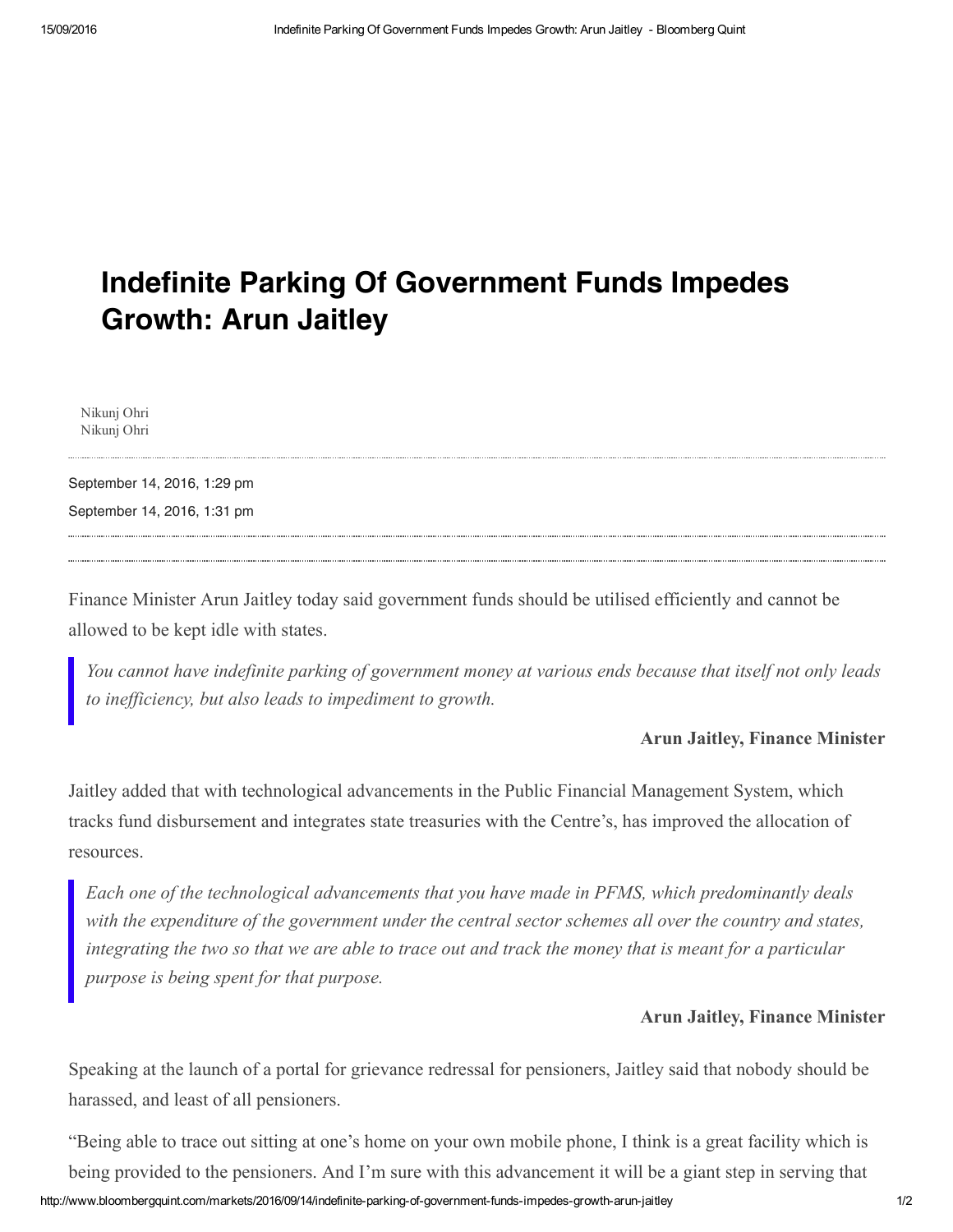# Indefinite Parking Of Government Funds Impedes Growth: Arun Jaitley

Nikunj Ohri
Nikunj Ohri

September 14, 2016, 1:29 pm

September 14, 2016, 1:31 pm

Finance Minister Arun Jaitley today said government funds should be utilised efficiently and cannot be allowed to be kept idle with states.

> *You cannot have indefinite parking of government money at various ends because that itself not only leads to inefficiency, but also leads to impediment to growth.*
>
> **Arun Jaitley, Finance Minister**

Jaitley added that with technological advancements in the Public Financial Management System, which tracks fund disbursement and integrates state treasuries with the Centre's, has improved the allocation of resources.

> *Each one of the technological advancements that you have made in PFMS, which predominantly deals with the expenditure of the government under the central sector schemes all over the country and states, integrating the two so that we are able to trace out and track the money that is meant for a particular purpose is being spent for that purpose.*
>
> **Arun Jaitley, Finance Minister**

Speaking at the launch of a portal for grievance redressal for pensioners, Jaitley said that nobody should be harassed, and least of all pensioners.

"Being able to trace out sitting at one's home on your own mobile phone, I think is a great facility which is being provided to the pensioners. And I'm sure with this advancement it will be a giant step in serving that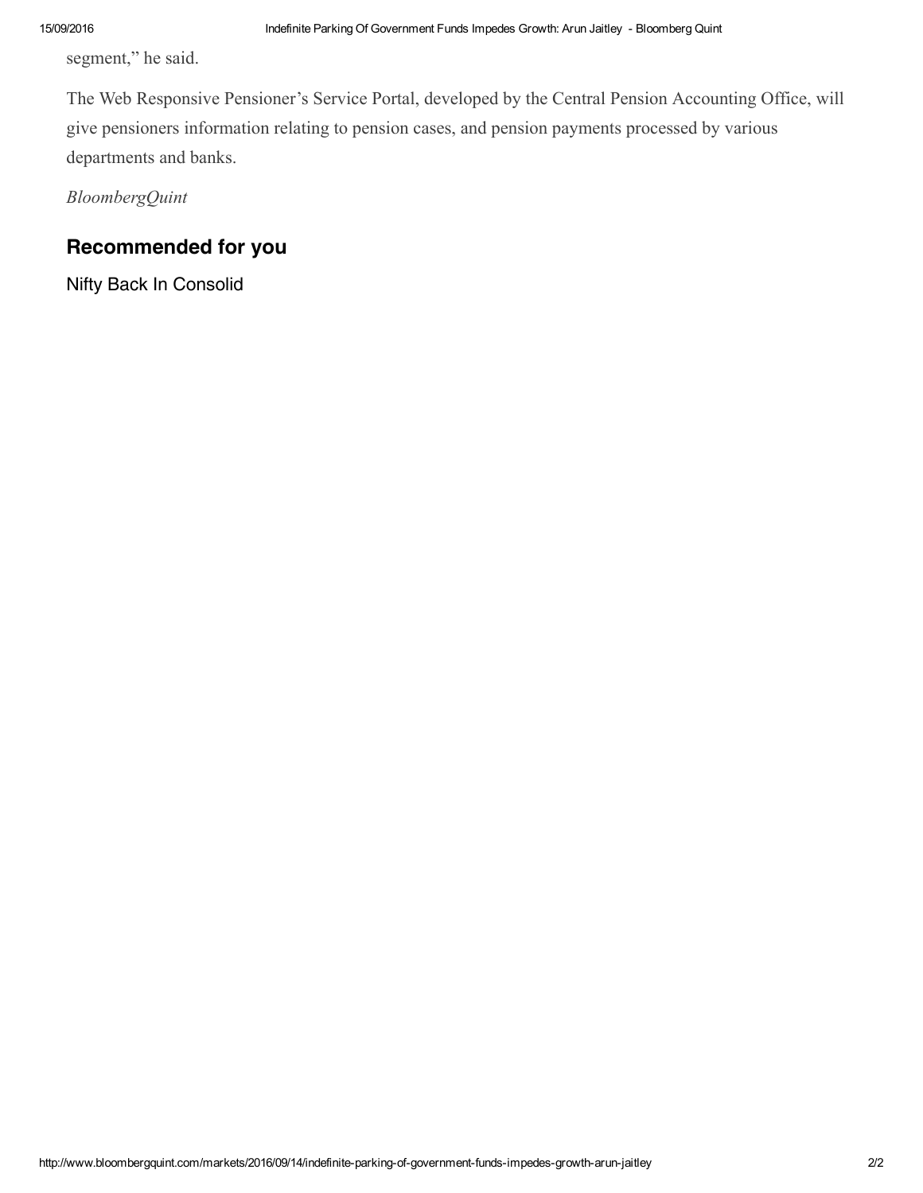segment," he said.

The Web Responsive Pensioner's Service Portal, developed by the Central Pension Accounting Office, will give pensioners information relating to pension cases, and pension payments processed by various departments and banks.

*BloombergQuint*

## Recommended for you

Nifty Back In Consolid